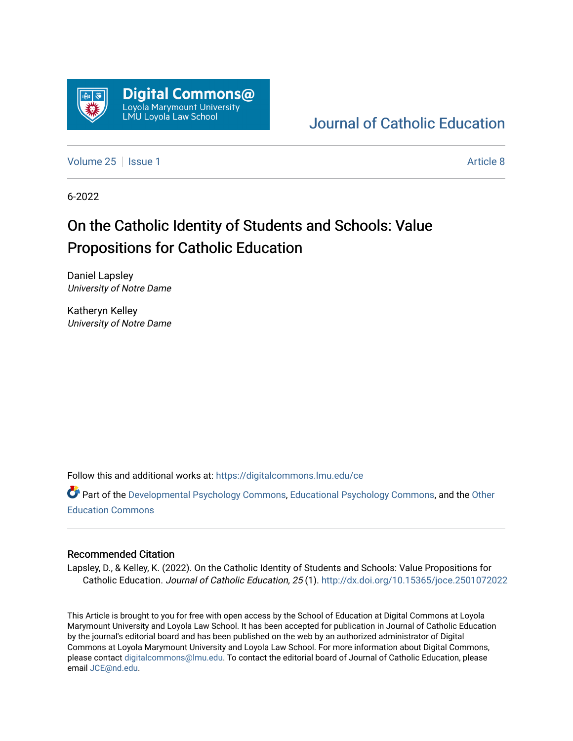Digital Commons@ Loyola Marymount University LMU Loyola Law School

Journal of Catholic Education

Volume 25 | Issue 1 | Article 8

6-2022

# On the Catholic Identity of Students and Schools: Value Propositions for Catholic Education

Daniel Lapsley
*University of Notre Dame*

Katheryn Kelley
*University of Notre Dame*

Follow this and additional works at: https://digitalcommons.lmu.edu/ce

Part of the Developmental Psychology Commons, Educational Psychology Commons, and the Other Education Commons

## Recommended Citation

Lapsley, D., & Kelley, K. (2022). On the Catholic Identity of Students and Schools: Value Propositions for Catholic Education. *Journal of Catholic Education, 25* (1). http://dx.doi.org/10.15365/joce.2501072022

This Article is brought to you for free with open access by the School of Education at Digital Commons at Loyola Marymount University and Loyola Law School. It has been accepted for publication in Journal of Catholic Education by the journal's editorial board and has been published on the web by an authorized administrator of Digital Commons at Loyola Marymount University and Loyola Law School. For more information about Digital Commons, please contact digitalcommons@lmu.edu. To contact the editorial board of Journal of Catholic Education, please email JCE@nd.edu.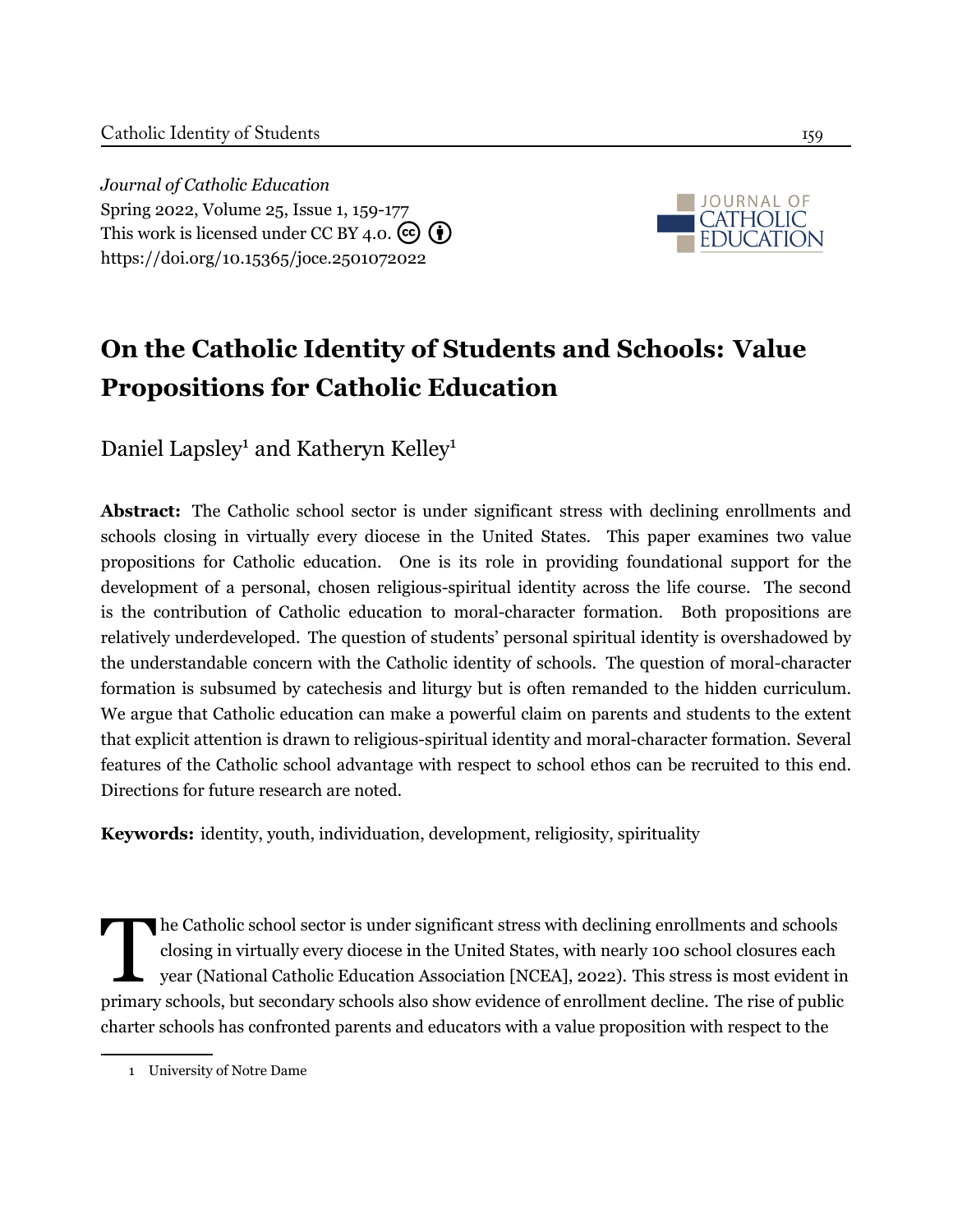*Journal of Catholic Education*
Spring 2022, Volume 25, Issue 1, 159-177
This work is licensed under CC BY 4.0.
https://doi.org/10.15365/joce.2501072022

# On the Catholic Identity of Students and Schools: Value Propositions for Catholic Education

Daniel Lapsley[1] and Katheryn Kelley[1]

**Abstract:** The Catholic school sector is under significant stress with declining enrollments and schools closing in virtually every diocese in the United States. This paper examines two value propositions for Catholic education. One is its role in providing foundational support for the development of a personal, chosen religious-spiritual identity across the life course. The second is the contribution of Catholic education to moral-character formation. Both propositions are relatively underdeveloped. The question of students' personal spiritual identity is overshadowed by the understandable concern with the Catholic identity of schools. The question of moral-character formation is subsumed by catechesis and liturgy but is often remanded to the hidden curriculum. We argue that Catholic education can make a powerful claim on parents and students to the extent that explicit attention is drawn to religious-spiritual identity and moral-character formation. Several features of the Catholic school advantage with respect to school ethos can be recruited to this end. Directions for future research are noted.

**Keywords:** identity, youth, individuation, development, religiosity, spirituality

The Catholic school sector is under significant stress with declining enrollments and schools closing in virtually every diocese in the United States, with nearly 100 school closures each year (National Catholic Education Association [NCEA], 2022). This stress is most evident in primary schools, but secondary schools also show evidence of enrollment decline. The rise of public charter schools has confronted parents and educators with a value proposition with respect to the

[1] University of Notre Dame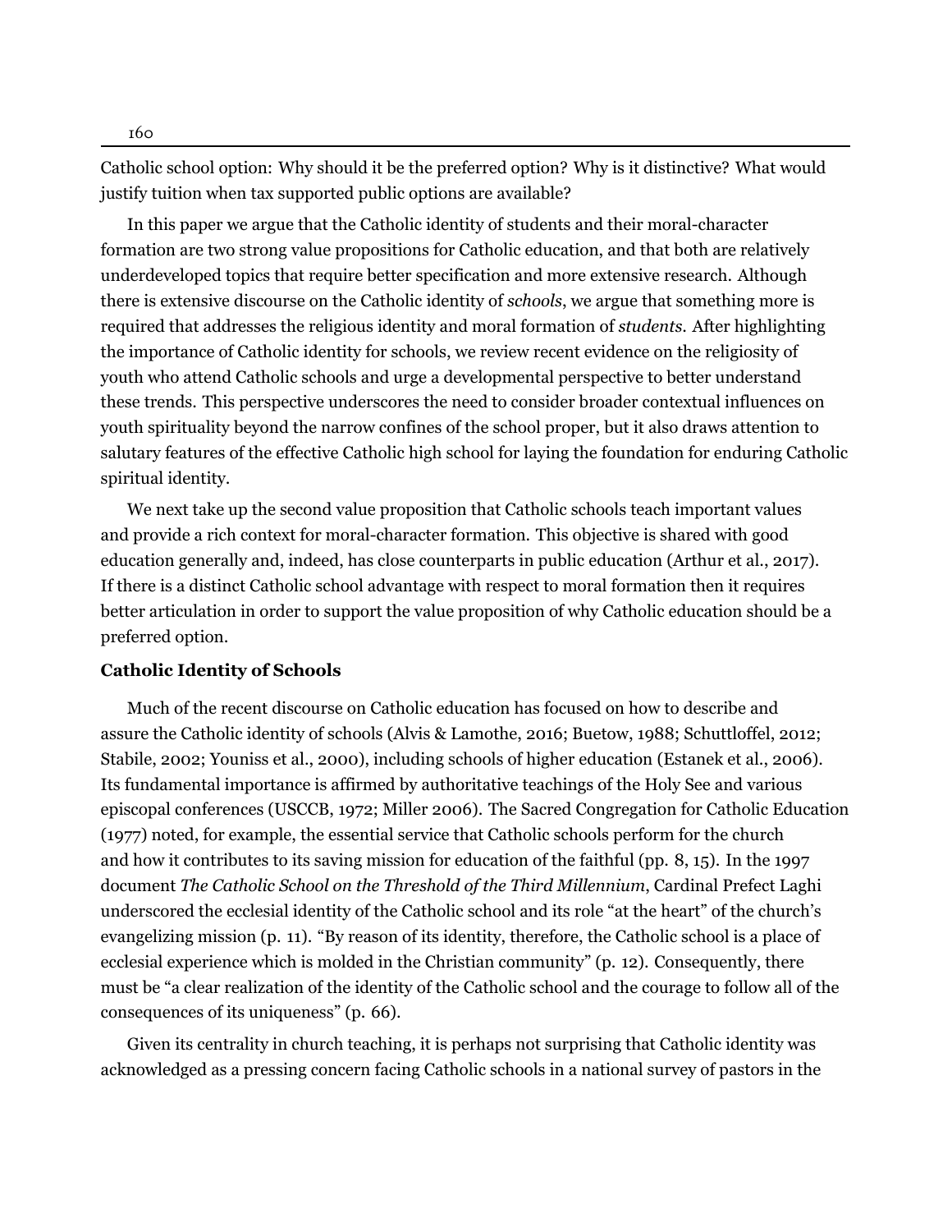Catholic school option: Why should it be the preferred option? Why is it distinctive? What would justify tuition when tax supported public options are available?

In this paper we argue that the Catholic identity of students and their moral-character formation are two strong value propositions for Catholic education, and that both are relatively underdeveloped topics that require better specification and more extensive research. Although there is extensive discourse on the Catholic identity of *schools*, we argue that something more is required that addresses the religious identity and moral formation of *students*. After highlighting the importance of Catholic identity for schools, we review recent evidence on the religiosity of youth who attend Catholic schools and urge a developmental perspective to better understand these trends. This perspective underscores the need to consider broader contextual influences on youth spirituality beyond the narrow confines of the school proper, but it also draws attention to salutary features of the effective Catholic high school for laying the foundation for enduring Catholic spiritual identity.

We next take up the second value proposition that Catholic schools teach important values and provide a rich context for moral-character formation. This objective is shared with good education generally and, indeed, has close counterparts in public education (Arthur et al., 2017). If there is a distinct Catholic school advantage with respect to moral formation then it requires better articulation in order to support the value proposition of why Catholic education should be a preferred option.

### Catholic Identity of Schools

Much of the recent discourse on Catholic education has focused on how to describe and assure the Catholic identity of schools (Alvis & Lamothe, 2016; Buetow, 1988; Schuttloffel, 2012; Stabile, 2002; Youniss et al., 2000), including schools of higher education (Estanek et al., 2006). Its fundamental importance is affirmed by authoritative teachings of the Holy See and various episcopal conferences (USCCB, 1972; Miller 2006). The Sacred Congregation for Catholic Education (1977) noted, for example, the essential service that Catholic schools perform for the church and how it contributes to its saving mission for education of the faithful (pp. 8, 15). In the 1997 document *The Catholic School on the Threshold of the Third Millennium*, Cardinal Prefect Laghi underscored the ecclesial identity of the Catholic school and its role "at the heart" of the church's evangelizing mission (p. 11). "By reason of its identity, therefore, the Catholic school is a place of ecclesial experience which is molded in the Christian community" (p. 12). Consequently, there must be "a clear realization of the identity of the Catholic school and the courage to follow all of the consequences of its uniqueness" (p. 66).

Given its centrality in church teaching, it is perhaps not surprising that Catholic identity was acknowledged as a pressing concern facing Catholic schools in a national survey of pastors in the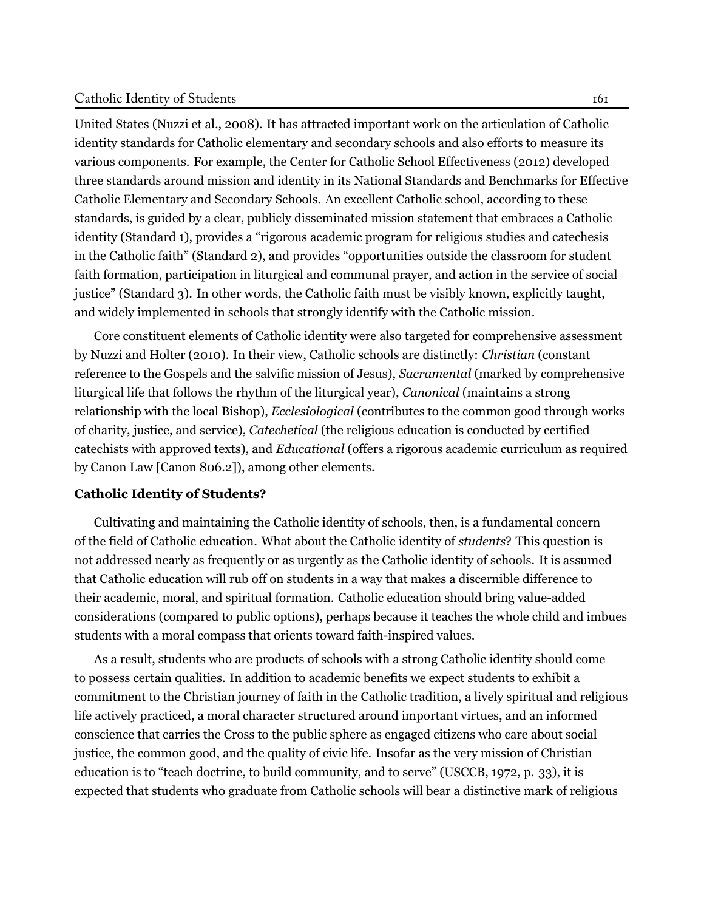United States (Nuzzi et al., 2008). It has attracted important work on the articulation of Catholic identity standards for Catholic elementary and secondary schools and also efforts to measure its various components. For example, the Center for Catholic School Effectiveness (2012) developed three standards around mission and identity in its National Standards and Benchmarks for Effective Catholic Elementary and Secondary Schools. An excellent Catholic school, according to these standards, is guided by a clear, publicly disseminated mission statement that embraces a Catholic identity (Standard 1), provides a "rigorous academic program for religious studies and catechesis in the Catholic faith" (Standard 2), and provides "opportunities outside the classroom for student faith formation, participation in liturgical and communal prayer, and action in the service of social justice" (Standard 3). In other words, the Catholic faith must be visibly known, explicitly taught, and widely implemented in schools that strongly identify with the Catholic mission.

Core constituent elements of Catholic identity were also targeted for comprehensive assessment by Nuzzi and Holter (2010). In their view, Catholic schools are distinctly: *Christian* (constant reference to the Gospels and the salvific mission of Jesus), *Sacramental* (marked by comprehensive liturgical life that follows the rhythm of the liturgical year), *Canonical* (maintains a strong relationship with the local Bishop), *Ecclesiological* (contributes to the common good through works of charity, justice, and service), *Catechetical* (the religious education is conducted by certified catechists with approved texts), and *Educational* (offers a rigorous academic curriculum as required by Canon Law [Canon 806.2]), among other elements.

### Catholic Identity of Students?

Cultivating and maintaining the Catholic identity of schools, then, is a fundamental concern of the field of Catholic education. What about the Catholic identity of *students*? This question is not addressed nearly as frequently or as urgently as the Catholic identity of schools. It is assumed that Catholic education will rub off on students in a way that makes a discernible difference to their academic, moral, and spiritual formation. Catholic education should bring value-added considerations (compared to public options), perhaps because it teaches the whole child and imbues students with a moral compass that orients toward faith-inspired values.

As a result, students who are products of schools with a strong Catholic identity should come to possess certain qualities. In addition to academic benefits we expect students to exhibit a commitment to the Christian journey of faith in the Catholic tradition, a lively spiritual and religious life actively practiced, a moral character structured around important virtues, and an informed conscience that carries the Cross to the public sphere as engaged citizens who care about social justice, the common good, and the quality of civic life. Insofar as the very mission of Christian education is to "teach doctrine, to build community, and to serve" (USCCB, 1972, p. 33), it is expected that students who graduate from Catholic schools will bear a distinctive mark of religious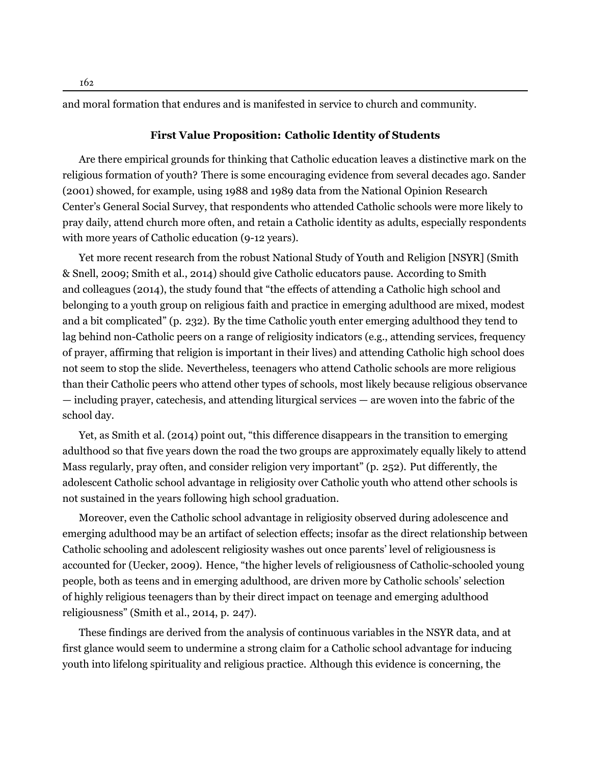and moral formation that endures and is manifested in service to church and community.

### First Value Proposition: Catholic Identity of Students

Are there empirical grounds for thinking that Catholic education leaves a distinctive mark on the religious formation of youth? There is some encouraging evidence from several decades ago. Sander (2001) showed, for example, using 1988 and 1989 data from the National Opinion Research Center's General Social Survey, that respondents who attended Catholic schools were more likely to pray daily, attend church more often, and retain a Catholic identity as adults, especially respondents with more years of Catholic education (9-12 years).

Yet more recent research from the robust National Study of Youth and Religion [NSYR] (Smith & Snell, 2009; Smith et al., 2014) should give Catholic educators pause. According to Smith and colleagues (2014), the study found that "the effects of attending a Catholic high school and belonging to a youth group on religious faith and practice in emerging adulthood are mixed, modest and a bit complicated" (p. 232). By the time Catholic youth enter emerging adulthood they tend to lag behind non-Catholic peers on a range of religiosity indicators (e.g., attending services, frequency of prayer, affirming that religion is important in their lives) and attending Catholic high school does not seem to stop the slide. Nevertheless, teenagers who attend Catholic schools are more religious than their Catholic peers who attend other types of schools, most likely because religious observance — including prayer, catechesis, and attending liturgical services — are woven into the fabric of the school day.

Yet, as Smith et al. (2014) point out, "this difference disappears in the transition to emerging adulthood so that five years down the road the two groups are approximately equally likely to attend Mass regularly, pray often, and consider religion very important" (p. 252). Put differently, the adolescent Catholic school advantage in religiosity over Catholic youth who attend other schools is not sustained in the years following high school graduation.

Moreover, even the Catholic school advantage in religiosity observed during adolescence and emerging adulthood may be an artifact of selection effects; insofar as the direct relationship between Catholic schooling and adolescent religiosity washes out once parents' level of religiousness is accounted for (Uecker, 2009). Hence, "the higher levels of religiousness of Catholic-schooled young people, both as teens and in emerging adulthood, are driven more by Catholic schools' selection of highly religious teenagers than by their direct impact on teenage and emerging adulthood religiousness" (Smith et al., 2014, p. 247).

These findings are derived from the analysis of continuous variables in the NSYR data, and at first glance would seem to undermine a strong claim for a Catholic school advantage for inducing youth into lifelong spirituality and religious practice. Although this evidence is concerning, the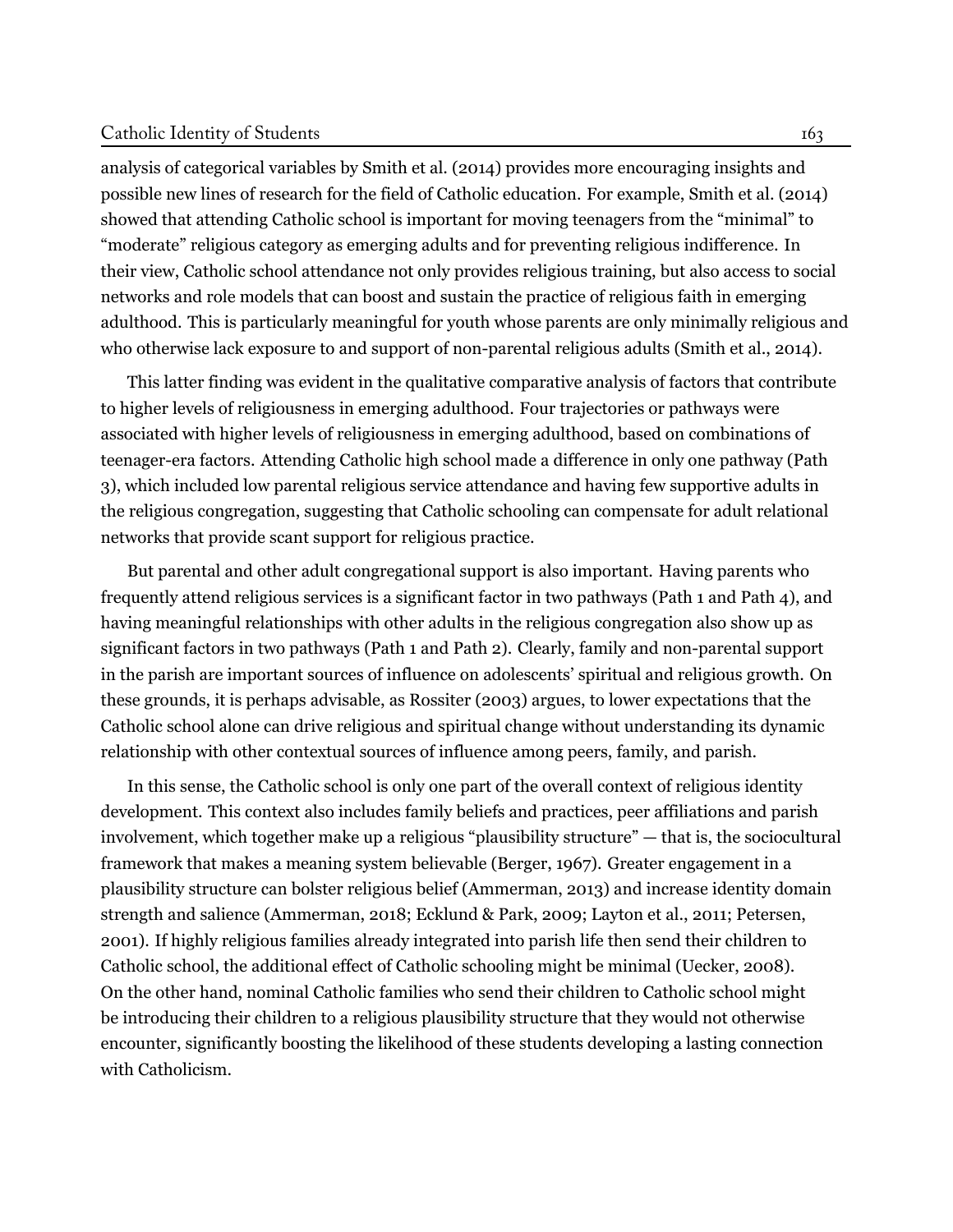analysis of categorical variables by Smith et al. (2014) provides more encouraging insights and possible new lines of research for the field of Catholic education. For example, Smith et al. (2014) showed that attending Catholic school is important for moving teenagers from the "minimal" to "moderate" religious category as emerging adults and for preventing religious indifference. In their view, Catholic school attendance not only provides religious training, but also access to social networks and role models that can boost and sustain the practice of religious faith in emerging adulthood. This is particularly meaningful for youth whose parents are only minimally religious and who otherwise lack exposure to and support of non-parental religious adults (Smith et al., 2014).

This latter finding was evident in the qualitative comparative analysis of factors that contribute to higher levels of religiousness in emerging adulthood. Four trajectories or pathways were associated with higher levels of religiousness in emerging adulthood, based on combinations of teenager-era factors. Attending Catholic high school made a difference in only one pathway (Path 3), which included low parental religious service attendance and having few supportive adults in the religious congregation, suggesting that Catholic schooling can compensate for adult relational networks that provide scant support for religious practice.

But parental and other adult congregational support is also important. Having parents who frequently attend religious services is a significant factor in two pathways (Path 1 and Path 4), and having meaningful relationships with other adults in the religious congregation also show up as significant factors in two pathways (Path 1 and Path 2). Clearly, family and non-parental support in the parish are important sources of influence on adolescents' spiritual and religious growth. On these grounds, it is perhaps advisable, as Rossiter (2003) argues, to lower expectations that the Catholic school alone can drive religious and spiritual change without understanding its dynamic relationship with other contextual sources of influence among peers, family, and parish.

In this sense, the Catholic school is only one part of the overall context of religious identity development. This context also includes family beliefs and practices, peer affiliations and parish involvement, which together make up a religious "plausibility structure" — that is, the sociocultural framework that makes a meaning system believable (Berger, 1967). Greater engagement in a plausibility structure can bolster religious belief (Ammerman, 2013) and increase identity domain strength and salience (Ammerman, 2018; Ecklund & Park, 2009; Layton et al., 2011; Petersen, 2001). If highly religious families already integrated into parish life then send their children to Catholic school, the additional effect of Catholic schooling might be minimal (Uecker, 2008). On the other hand, nominal Catholic families who send their children to Catholic school might be introducing their children to a religious plausibility structure that they would not otherwise encounter, significantly boosting the likelihood of these students developing a lasting connection with Catholicism.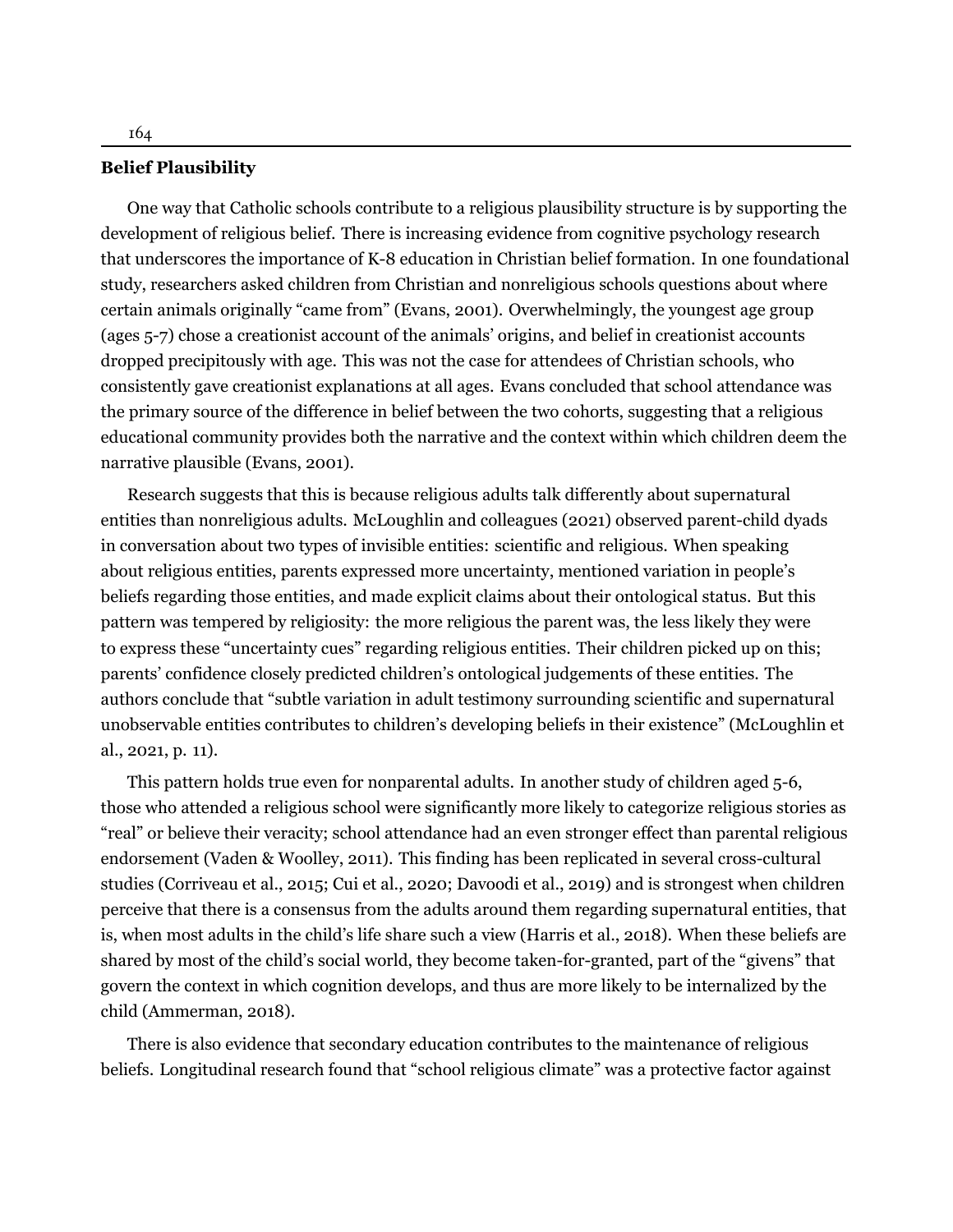### Belief Plausibility

One way that Catholic schools contribute to a religious plausibility structure is by supporting the development of religious belief. There is increasing evidence from cognitive psychology research that underscores the importance of K-8 education in Christian belief formation. In one foundational study, researchers asked children from Christian and nonreligious schools questions about where certain animals originally "came from" (Evans, 2001). Overwhelmingly, the youngest age group (ages 5-7) chose a creationist account of the animals' origins, and belief in creationist accounts dropped precipitously with age. This was not the case for attendees of Christian schools, who consistently gave creationist explanations at all ages. Evans concluded that school attendance was the primary source of the difference in belief between the two cohorts, suggesting that a religious educational community provides both the narrative and the context within which children deem the narrative plausible (Evans, 2001).

Research suggests that this is because religious adults talk differently about supernatural entities than nonreligious adults. McLoughlin and colleagues (2021) observed parent-child dyads in conversation about two types of invisible entities: scientific and religious. When speaking about religious entities, parents expressed more uncertainty, mentioned variation in people's beliefs regarding those entities, and made explicit claims about their ontological status. But this pattern was tempered by religiosity: the more religious the parent was, the less likely they were to express these "uncertainty cues" regarding religious entities. Their children picked up on this; parents' confidence closely predicted children's ontological judgements of these entities. The authors conclude that "subtle variation in adult testimony surrounding scientific and supernatural unobservable entities contributes to children's developing beliefs in their existence" (McLoughlin et al., 2021, p. 11).

This pattern holds true even for nonparental adults. In another study of children aged 5-6, those who attended a religious school were significantly more likely to categorize religious stories as "real" or believe their veracity; school attendance had an even stronger effect than parental religious endorsement (Vaden & Woolley, 2011). This finding has been replicated in several cross-cultural studies (Corriveau et al., 2015; Cui et al., 2020; Davoodi et al., 2019) and is strongest when children perceive that there is a consensus from the adults around them regarding supernatural entities, that is, when most adults in the child's life share such a view (Harris et al., 2018). When these beliefs are shared by most of the child's social world, they become taken-for-granted, part of the "givens" that govern the context in which cognition develops, and thus are more likely to be internalized by the child (Ammerman, 2018).

There is also evidence that secondary education contributes to the maintenance of religious beliefs. Longitudinal research found that "school religious climate" was a protective factor against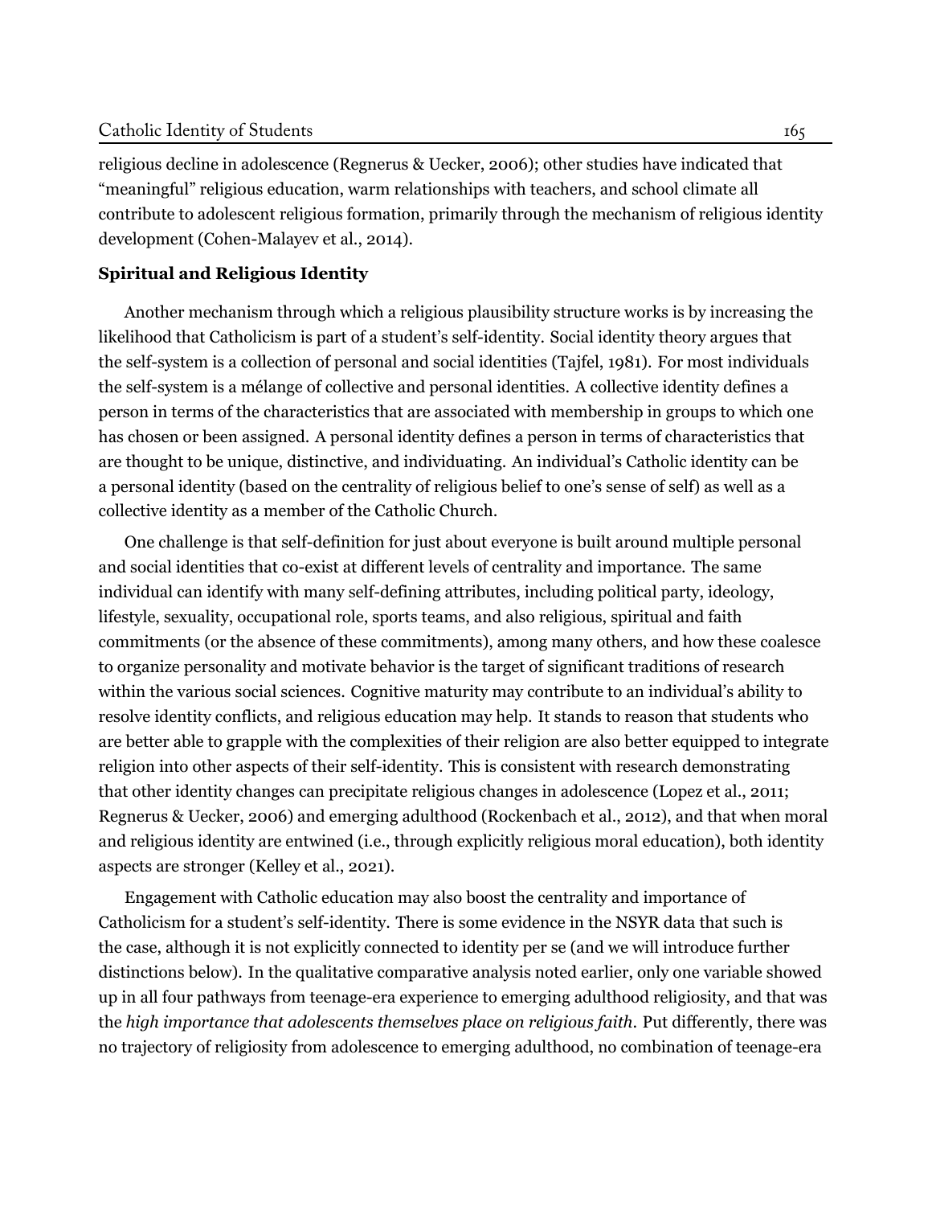religious decline in adolescence (Regnerus & Uecker, 2006); other studies have indicated that "meaningful" religious education, warm relationships with teachers, and school climate all contribute to adolescent religious formation, primarily through the mechanism of religious identity development (Cohen-Malayev et al., 2014).

**Spiritual and Religious Identity**

Another mechanism through which a religious plausibility structure works is by increasing the likelihood that Catholicism is part of a student's self-identity. Social identity theory argues that the self-system is a collection of personal and social identities (Tajfel, 1981). For most individuals the self-system is a mélange of collective and personal identities. A collective identity defines a person in terms of the characteristics that are associated with membership in groups to which one has chosen or been assigned. A personal identity defines a person in terms of characteristics that are thought to be unique, distinctive, and individuating. An individual's Catholic identity can be a personal identity (based on the centrality of religious belief to one's sense of self) as well as a collective identity as a member of the Catholic Church.

One challenge is that self-definition for just about everyone is built around multiple personal and social identities that co-exist at different levels of centrality and importance. The same individual can identify with many self-defining attributes, including political party, ideology, lifestyle, sexuality, occupational role, sports teams, and also religious, spiritual and faith commitments (or the absence of these commitments), among many others, and how these coalesce to organize personality and motivate behavior is the target of significant traditions of research within the various social sciences. Cognitive maturity may contribute to an individual's ability to resolve identity conflicts, and religious education may help. It stands to reason that students who are better able to grapple with the complexities of their religion are also better equipped to integrate religion into other aspects of their self-identity. This is consistent with research demonstrating that other identity changes can precipitate religious changes in adolescence (Lopez et al., 2011; Regnerus & Uecker, 2006) and emerging adulthood (Rockenbach et al., 2012), and that when moral and religious identity are entwined (i.e., through explicitly religious moral education), both identity aspects are stronger (Kelley et al., 2021).

Engagement with Catholic education may also boost the centrality and importance of Catholicism for a student's self-identity. There is some evidence in the NSYR data that such is the case, although it is not explicitly connected to identity per se (and we will introduce further distinctions below). In the qualitative comparative analysis noted earlier, only one variable showed up in all four pathways from teenage-era experience to emerging adulthood religiosity, and that was the *high importance that adolescents themselves place on religious faith.* Put differently, there was no trajectory of religiosity from adolescence to emerging adulthood, no combination of teenage-era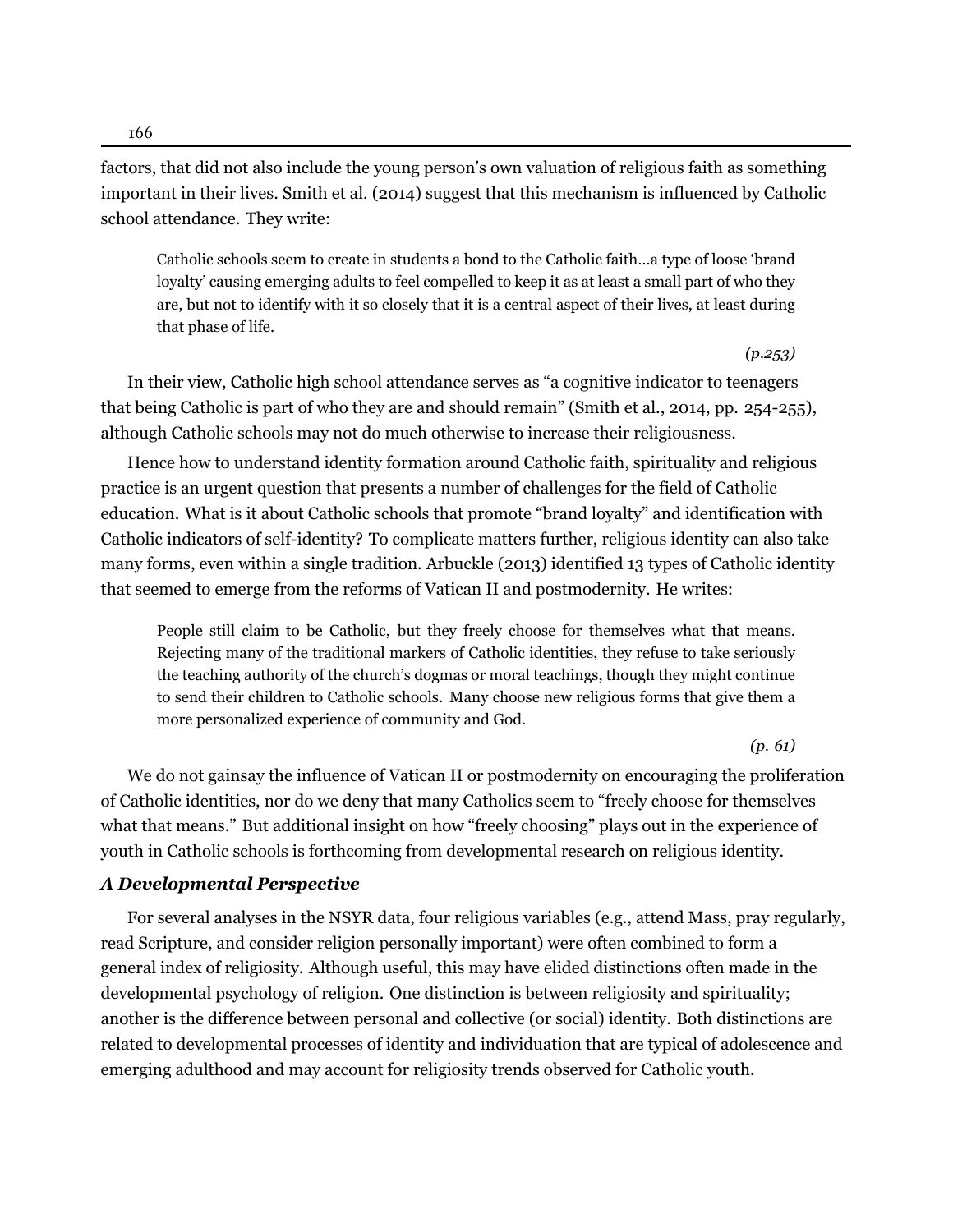factors, that did not also include the young person's own valuation of religious faith as something important in their lives. Smith et al. (2014) suggest that this mechanism is influenced by Catholic school attendance. They write:

> Catholic schools seem to create in students a bond to the Catholic faith…a type of loose 'brand loyalty' causing emerging adults to feel compelled to keep it as at least a small part of who they are, but not to identify with it so closely that it is a central aspect of their lives, at least during that phase of life.
>
> *(p.253)*

In their view, Catholic high school attendance serves as "a cognitive indicator to teenagers that being Catholic is part of who they are and should remain" (Smith et al., 2014, pp. 254-255), although Catholic schools may not do much otherwise to increase their religiousness.

Hence how to understand identity formation around Catholic faith, spirituality and religious practice is an urgent question that presents a number of challenges for the field of Catholic education. What is it about Catholic schools that promote "brand loyalty" and identification with Catholic indicators of self-identity? To complicate matters further, religious identity can also take many forms, even within a single tradition. Arbuckle (2013) identified 13 types of Catholic identity that seemed to emerge from the reforms of Vatican II and postmodernity. He writes:

> People still claim to be Catholic, but they freely choose for themselves what that means. Rejecting many of the traditional markers of Catholic identities, they refuse to take seriously the teaching authority of the church's dogmas or moral teachings, though they might continue to send their children to Catholic schools. Many choose new religious forms that give them a more personalized experience of community and God.
>
> *(p. 61)*

We do not gainsay the influence of Vatican II or postmodernity on encouraging the proliferation of Catholic identities, nor do we deny that many Catholics seem to "freely choose for themselves what that means." But additional insight on how "freely choosing" plays out in the experience of youth in Catholic schools is forthcoming from developmental research on religious identity.

### *A Developmental Perspective*

For several analyses in the NSYR data, four religious variables (e.g., attend Mass, pray regularly, read Scripture, and consider religion personally important) were often combined to form a general index of religiosity. Although useful, this may have elided distinctions often made in the developmental psychology of religion. One distinction is between religiosity and spirituality; another is the difference between personal and collective (or social) identity. Both distinctions are related to developmental processes of identity and individuation that are typical of adolescence and emerging adulthood and may account for religiosity trends observed for Catholic youth.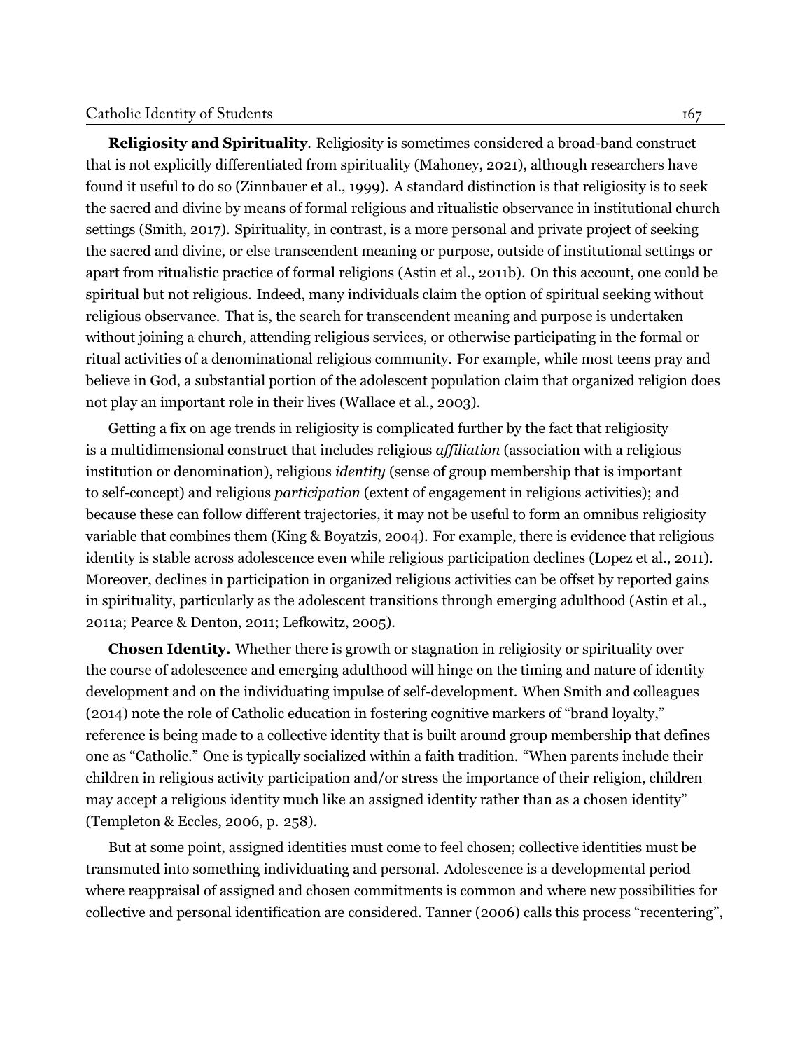**Religiosity and Spirituality**. Religiosity is sometimes considered a broad-band construct that is not explicitly differentiated from spirituality (Mahoney, 2021), although researchers have found it useful to do so (Zinnbauer et al., 1999). A standard distinction is that religiosity is to seek the sacred and divine by means of formal religious and ritualistic observance in institutional church settings (Smith, 2017). Spirituality, in contrast, is a more personal and private project of seeking the sacred and divine, or else transcendent meaning or purpose, outside of institutional settings or apart from ritualistic practice of formal religions (Astin et al., 2011b). On this account, one could be spiritual but not religious. Indeed, many individuals claim the option of spiritual seeking without religious observance. That is, the search for transcendent meaning and purpose is undertaken without joining a church, attending religious services, or otherwise participating in the formal or ritual activities of a denominational religious community. For example, while most teens pray and believe in God, a substantial portion of the adolescent population claim that organized religion does not play an important role in their lives (Wallace et al., 2003).

Getting a fix on age trends in religiosity is complicated further by the fact that religiosity is a multidimensional construct that includes religious *affiliation* (association with a religious institution or denomination), religious *identity* (sense of group membership that is important to self-concept) and religious *participation* (extent of engagement in religious activities); and because these can follow different trajectories, it may not be useful to form an omnibus religiosity variable that combines them (King & Boyatzis, 2004). For example, there is evidence that religious identity is stable across adolescence even while religious participation declines (Lopez et al., 2011). Moreover, declines in participation in organized religious activities can be offset by reported gains in spirituality, particularly as the adolescent transitions through emerging adulthood (Astin et al., 2011a; Pearce & Denton, 2011; Lefkowitz, 2005).

**Chosen Identity.** Whether there is growth or stagnation in religiosity or spirituality over the course of adolescence and emerging adulthood will hinge on the timing and nature of identity development and on the individuating impulse of self-development. When Smith and colleagues (2014) note the role of Catholic education in fostering cognitive markers of "brand loyalty," reference is being made to a collective identity that is built around group membership that defines one as "Catholic." One is typically socialized within a faith tradition. "When parents include their children in religious activity participation and/or stress the importance of their religion, children may accept a religious identity much like an assigned identity rather than as a chosen identity" (Templeton & Eccles, 2006, p. 258).

But at some point, assigned identities must come to feel chosen; collective identities must be transmuted into something individuating and personal. Adolescence is a developmental period where reappraisal of assigned and chosen commitments is common and where new possibilities for collective and personal identification are considered. Tanner (2006) calls this process "recentering",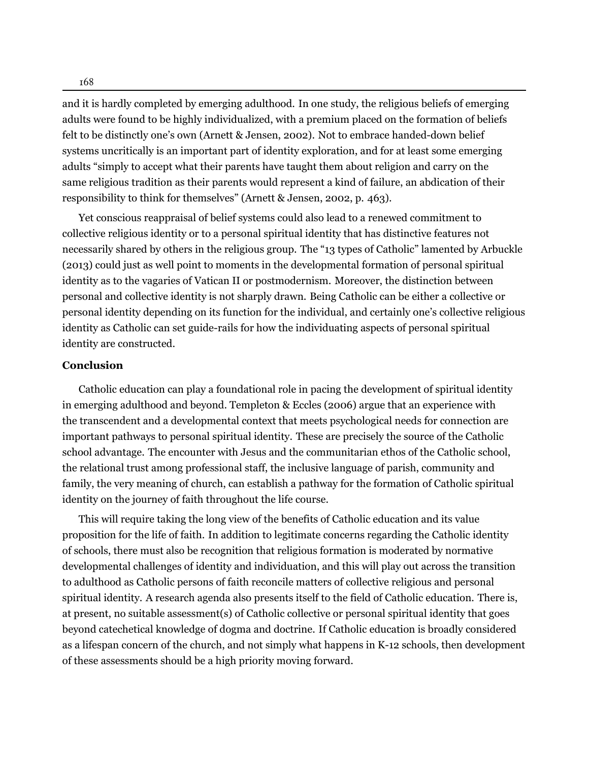and it is hardly completed by emerging adulthood. In one study, the religious beliefs of emerging adults were found to be highly individualized, with a premium placed on the formation of beliefs felt to be distinctly one's own (Arnett & Jensen, 2002). Not to embrace handed-down belief systems uncritically is an important part of identity exploration, and for at least some emerging adults "simply to accept what their parents have taught them about religion and carry on the same religious tradition as their parents would represent a kind of failure, an abdication of their responsibility to think for themselves" (Arnett & Jensen, 2002, p. 463).

Yet conscious reappraisal of belief systems could also lead to a renewed commitment to collective religious identity or to a personal spiritual identity that has distinctive features not necessarily shared by others in the religious group. The "13 types of Catholic" lamented by Arbuckle (2013) could just as well point to moments in the developmental formation of personal spiritual identity as to the vagaries of Vatican II or postmodernism. Moreover, the distinction between personal and collective identity is not sharply drawn. Being Catholic can be either a collective or personal identity depending on its function for the individual, and certainly one's collective religious identity as Catholic can set guide-rails for how the individuating aspects of personal spiritual identity are constructed.

## Conclusion

Catholic education can play a foundational role in pacing the development of spiritual identity in emerging adulthood and beyond. Templeton & Eccles (2006) argue that an experience with the transcendent and a developmental context that meets psychological needs for connection are important pathways to personal spiritual identity. These are precisely the source of the Catholic school advantage. The encounter with Jesus and the communitarian ethos of the Catholic school, the relational trust among professional staff, the inclusive language of parish, community and family, the very meaning of church, can establish a pathway for the formation of Catholic spiritual identity on the journey of faith throughout the life course.

This will require taking the long view of the benefits of Catholic education and its value proposition for the life of faith. In addition to legitimate concerns regarding the Catholic identity of schools, there must also be recognition that religious formation is moderated by normative developmental challenges of identity and individuation, and this will play out across the transition to adulthood as Catholic persons of faith reconcile matters of collective religious and personal spiritual identity. A research agenda also presents itself to the field of Catholic education. There is, at present, no suitable assessment(s) of Catholic collective or personal spiritual identity that goes beyond catechetical knowledge of dogma and doctrine. If Catholic education is broadly considered as a lifespan concern of the church, and not simply what happens in K-12 schools, then development of these assessments should be a high priority moving forward.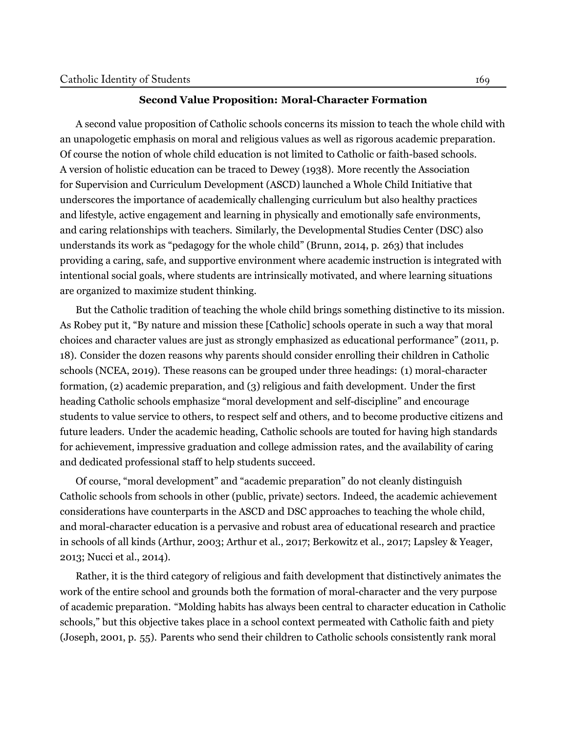## Second Value Proposition: Moral-Character Formation

A second value proposition of Catholic schools concerns its mission to teach the whole child with an unapologetic emphasis on moral and religious values as well as rigorous academic preparation. Of course the notion of whole child education is not limited to Catholic or faith-based schools. A version of holistic education can be traced to Dewey (1938). More recently the Association for Supervision and Curriculum Development (ASCD) launched a Whole Child Initiative that underscores the importance of academically challenging curriculum but also healthy practices and lifestyle, active engagement and learning in physically and emotionally safe environments, and caring relationships with teachers. Similarly, the Developmental Studies Center (DSC) also understands its work as "pedagogy for the whole child" (Brunn, 2014, p. 263) that includes providing a caring, safe, and supportive environment where academic instruction is integrated with intentional social goals, where students are intrinsically motivated, and where learning situations are organized to maximize student thinking.

But the Catholic tradition of teaching the whole child brings something distinctive to its mission. As Robey put it, "By nature and mission these [Catholic] schools operate in such a way that moral choices and character values are just as strongly emphasized as educational performance" (2011, p. 18). Consider the dozen reasons why parents should consider enrolling their children in Catholic schools (NCEA, 2019). These reasons can be grouped under three headings: (1) moral-character formation, (2) academic preparation, and (3) religious and faith development. Under the first heading Catholic schools emphasize "moral development and self-discipline" and encourage students to value service to others, to respect self and others, and to become productive citizens and future leaders. Under the academic heading, Catholic schools are touted for having high standards for achievement, impressive graduation and college admission rates, and the availability of caring and dedicated professional staff to help students succeed.

Of course, "moral development" and "academic preparation" do not cleanly distinguish Catholic schools from schools in other (public, private) sectors. Indeed, the academic achievement considerations have counterparts in the ASCD and DSC approaches to teaching the whole child, and moral-character education is a pervasive and robust area of educational research and practice in schools of all kinds (Arthur, 2003; Arthur et al., 2017; Berkowitz et al., 2017; Lapsley & Yeager, 2013; Nucci et al., 2014).

Rather, it is the third category of religious and faith development that distinctively animates the work of the entire school and grounds both the formation of moral-character and the very purpose of academic preparation. "Molding habits has always been central to character education in Catholic schools," but this objective takes place in a school context permeated with Catholic faith and piety (Joseph, 2001, p. 55). Parents who send their children to Catholic schools consistently rank moral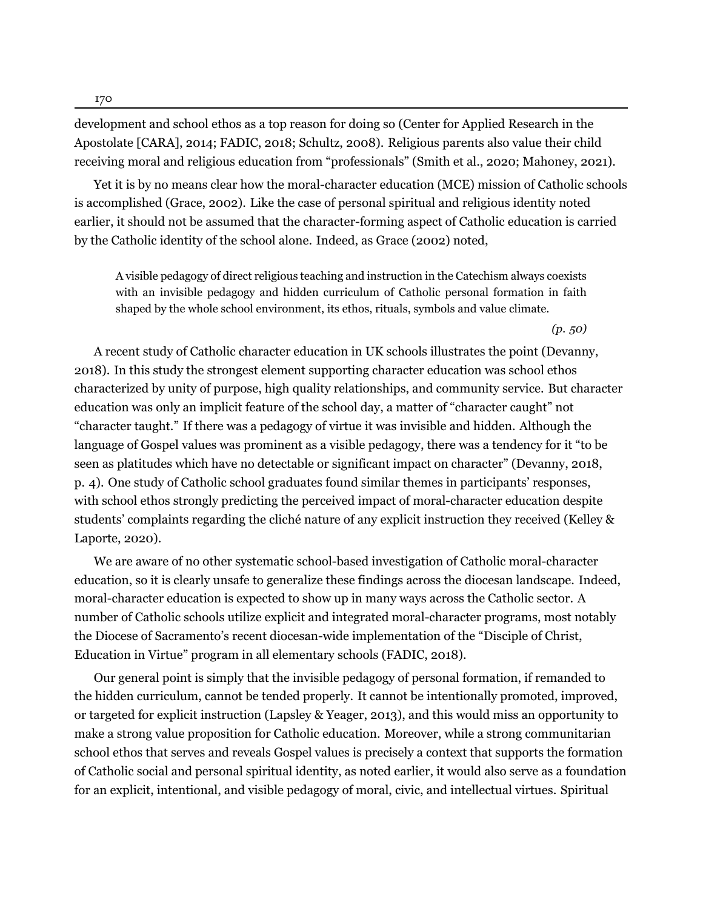development and school ethos as a top reason for doing so (Center for Applied Research in the Apostolate [CARA], 2014; FADIC, 2018; Schultz, 2008). Religious parents also value their child receiving moral and religious education from "professionals" (Smith et al., 2020; Mahoney, 2021).

Yet it is by no means clear how the moral-character education (MCE) mission of Catholic schools is accomplished (Grace, 2002). Like the case of personal spiritual and religious identity noted earlier, it should not be assumed that the character-forming aspect of Catholic education is carried by the Catholic identity of the school alone. Indeed, as Grace (2002) noted,

> A visible pedagogy of direct religious teaching and instruction in the Catechism always coexists with an invisible pedagogy and hidden curriculum of Catholic personal formation in faith shaped by the whole school environment, its ethos, rituals, symbols and value climate.
>
> *(p. 50)*

A recent study of Catholic character education in UK schools illustrates the point (Devanny, 2018). In this study the strongest element supporting character education was school ethos characterized by unity of purpose, high quality relationships, and community service. But character education was only an implicit feature of the school day, a matter of "character caught" not "character taught." If there was a pedagogy of virtue it was invisible and hidden. Although the language of Gospel values was prominent as a visible pedagogy, there was a tendency for it "to be seen as platitudes which have no detectable or significant impact on character" (Devanny, 2018, p. 4). One study of Catholic school graduates found similar themes in participants' responses, with school ethos strongly predicting the perceived impact of moral-character education despite students' complaints regarding the cliché nature of any explicit instruction they received (Kelley & Laporte, 2020).

We are aware of no other systematic school-based investigation of Catholic moral-character education, so it is clearly unsafe to generalize these findings across the diocesan landscape. Indeed, moral-character education is expected to show up in many ways across the Catholic sector. A number of Catholic schools utilize explicit and integrated moral-character programs, most notably the Diocese of Sacramento's recent diocesan-wide implementation of the "Disciple of Christ, Education in Virtue" program in all elementary schools (FADIC, 2018).

Our general point is simply that the invisible pedagogy of personal formation, if remanded to the hidden curriculum, cannot be tended properly. It cannot be intentionally promoted, improved, or targeted for explicit instruction (Lapsley & Yeager, 2013), and this would miss an opportunity to make a strong value proposition for Catholic education. Moreover, while a strong communitarian school ethos that serves and reveals Gospel values is precisely a context that supports the formation of Catholic social and personal spiritual identity, as noted earlier, it would also serve as a foundation for an explicit, intentional, and visible pedagogy of moral, civic, and intellectual virtues. Spiritual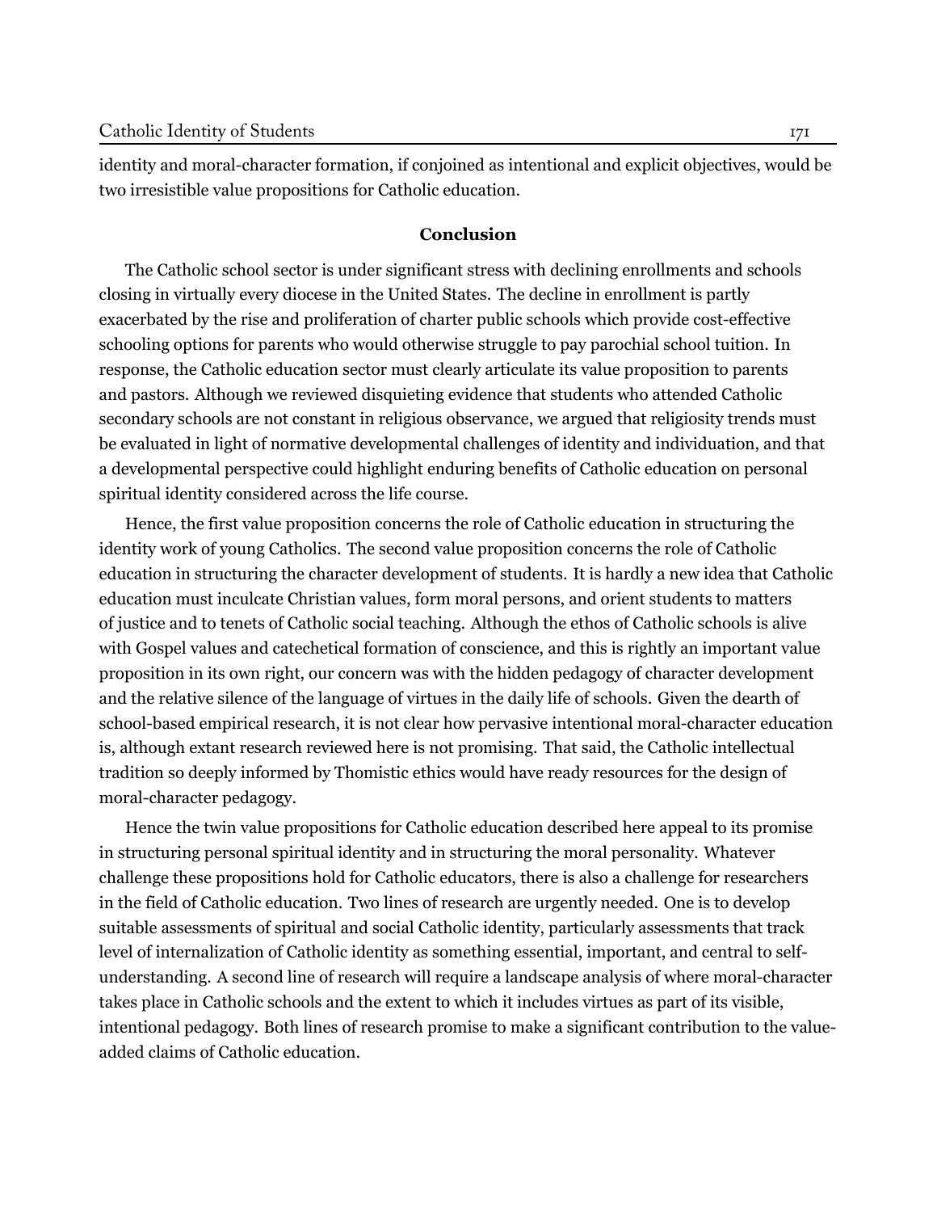identity and moral-character formation, if conjoined as intentional and explicit objectives, would be two irresistible value propositions for Catholic education.

## Conclusion

The Catholic school sector is under significant stress with declining enrollments and schools closing in virtually every diocese in the United States. The decline in enrollment is partly exacerbated by the rise and proliferation of charter public schools which provide cost-effective schooling options for parents who would otherwise struggle to pay parochial school tuition. In response, the Catholic education sector must clearly articulate its value proposition to parents and pastors. Although we reviewed disquieting evidence that students who attended Catholic secondary schools are not constant in religious observance, we argued that religiosity trends must be evaluated in light of normative developmental challenges of identity and individuation, and that a developmental perspective could highlight enduring benefits of Catholic education on personal spiritual identity considered across the life course.

Hence, the first value proposition concerns the role of Catholic education in structuring the identity work of young Catholics. The second value proposition concerns the role of Catholic education in structuring the character development of students. It is hardly a new idea that Catholic education must inculcate Christian values, form moral persons, and orient students to matters of justice and to tenets of Catholic social teaching. Although the ethos of Catholic schools is alive with Gospel values and catechetical formation of conscience, and this is rightly an important value proposition in its own right, our concern was with the hidden pedagogy of character development and the relative silence of the language of virtues in the daily life of schools. Given the dearth of school-based empirical research, it is not clear how pervasive intentional moral-character education is, although extant research reviewed here is not promising. That said, the Catholic intellectual tradition so deeply informed by Thomistic ethics would have ready resources for the design of moral-character pedagogy.

Hence the twin value propositions for Catholic education described here appeal to its promise in structuring personal spiritual identity and in structuring the moral personality. Whatever challenge these propositions hold for Catholic educators, there is also a challenge for researchers in the field of Catholic education. Two lines of research are urgently needed. One is to develop suitable assessments of spiritual and social Catholic identity, particularly assessments that track level of internalization of Catholic identity as something essential, important, and central to self-understanding. A second line of research will require a landscape analysis of where moral-character takes place in Catholic schools and the extent to which it includes virtues as part of its visible, intentional pedagogy. Both lines of research promise to make a significant contribution to the value-added claims of Catholic education.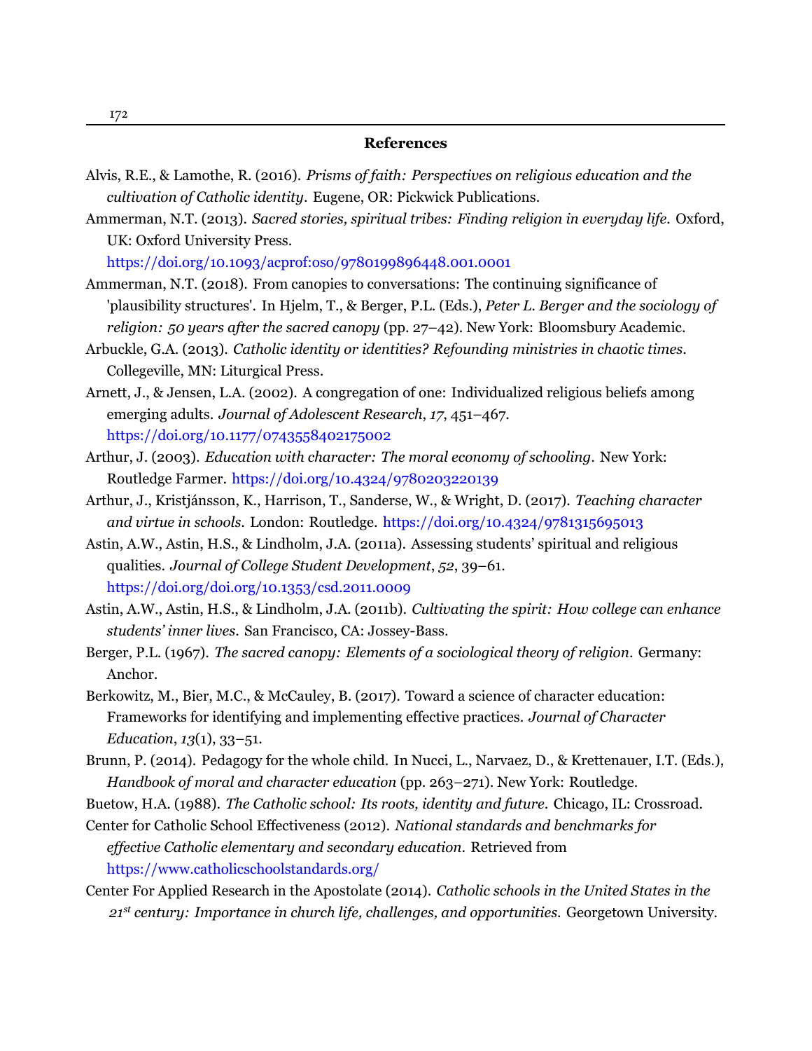## References

Alvis, R.E., & Lamothe, R. (2016). *Prisms of faith: Perspectives on religious education and the cultivation of Catholic identity*. Eugene, OR: Pickwick Publications.

Ammerman, N.T. (2013). *Sacred stories, spiritual tribes: Finding religion in everyday life*. Oxford, UK: Oxford University Press. https://doi.org/10.1093/acprof:oso/9780199896448.001.0001

Ammerman, N.T. (2018). From canopies to conversations: The continuing significance of 'plausibility structures'. In Hjelm, T., & Berger, P.L. (Eds.), *Peter L. Berger and the sociology of religion: 50 years after the sacred canopy* (pp. 27–42). New York: Bloomsbury Academic.

Arbuckle, G.A. (2013). *Catholic identity or identities? Refounding ministries in chaotic times*. Collegeville, MN: Liturgical Press.

Arnett, J., & Jensen, L.A. (2002). A congregation of one: Individualized religious beliefs among emerging adults. *Journal of Adolescent Research*, *17*, 451–467. https://doi.org/10.1177/0743558402175002

Arthur, J. (2003). *Education with character: The moral economy of schooling*. New York: Routledge Farmer. https://doi.org/10.4324/9780203220139

Arthur, J., Kristjánsson, K., Harrison, T., Sanderse, W., & Wright, D. (2017). *Teaching character and virtue in schools*. London: Routledge. https://doi.org/10.4324/9781315695013

Astin, A.W., Astin, H.S., & Lindholm, J.A. (2011a). Assessing students' spiritual and religious qualities. *Journal of College Student Development*, *52*, 39–61. https://doi.org/doi.org/10.1353/csd.2011.0009

Astin, A.W., Astin, H.S., & Lindholm, J.A. (2011b). *Cultivating the spirit: How college can enhance students' inner lives*. San Francisco, CA: Jossey-Bass.

Berger, P.L. (1967). *The sacred canopy: Elements of a sociological theory of religion*. Germany: Anchor.

Berkowitz, M., Bier, M.C., & McCauley, B. (2017). Toward a science of character education: Frameworks for identifying and implementing effective practices. *Journal of Character Education*, *13*(1), 33–51.

Brunn, P. (2014). Pedagogy for the whole child. In Nucci, L., Narvaez, D., & Krettenauer, I.T. (Eds.), *Handbook of moral and character education* (pp. 263–271). New York: Routledge.

Buetow, H.A. (1988). *The Catholic school: Its roots, identity and future*. Chicago, IL: Crossroad.

Center for Catholic School Effectiveness (2012). *National standards and benchmarks for effective Catholic elementary and secondary education*. Retrieved from https://www.catholicschoolstandards.org/

Center For Applied Research in the Apostolate (2014). *Catholic schools in the United States in the 21st century: Importance in church life, challenges, and opportunities*. Georgetown University.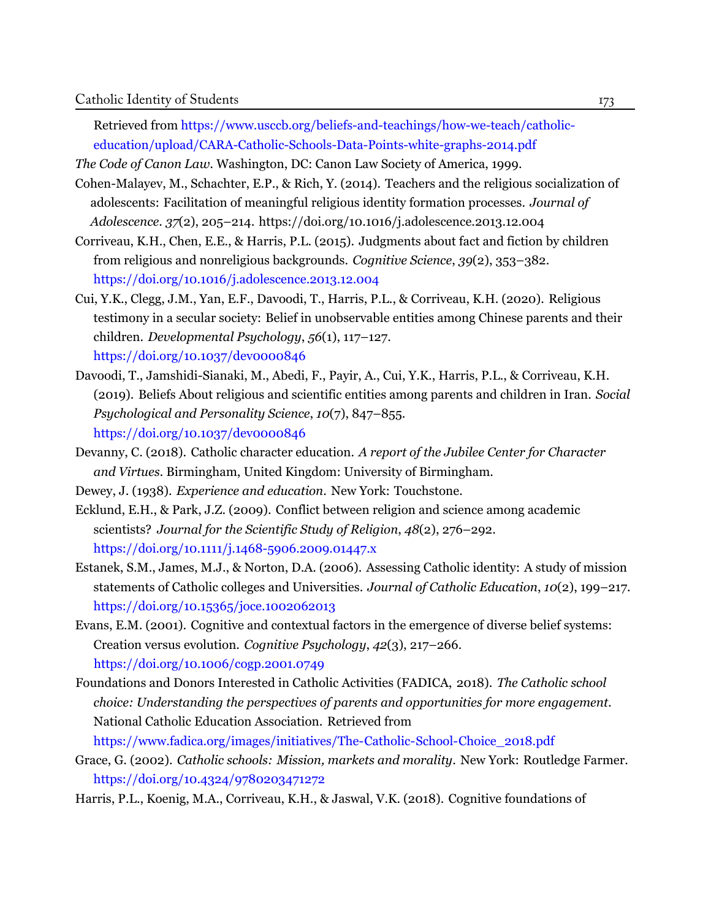Retrieved from https://www.usccb.org/beliefs-and-teachings/how-we-teach/catholic-education/upload/CARA-Catholic-Schools-Data-Points-white-graphs-2014.pdf

*The Code of Canon Law*. Washington, DC: Canon Law Society of America, 1999.

Cohen-Malayev, M., Schachter, E.P., & Rich, Y. (2014). Teachers and the religious socialization of adolescents: Facilitation of meaningful religious identity formation processes. *Journal of Adolescence*. *37*(2), 205–214. https://doi.org/10.1016/j.adolescence.2013.12.004

Corriveau, K.H., Chen, E.E., & Harris, P.L. (2015). Judgments about fact and fiction by children from religious and nonreligious backgrounds. *Cognitive Science*, *39*(2), 353–382. https://doi.org/10.1016/j.adolescence.2013.12.004

Cui, Y.K., Clegg, J.M., Yan, E.F., Davoodi, T., Harris, P.L., & Corriveau, K.H. (2020). Religious testimony in a secular society: Belief in unobservable entities among Chinese parents and their children. *Developmental Psychology*, *56*(1), 117–127. https://doi.org/10.1037/dev0000846

Davoodi, T., Jamshidi-Sianaki, M., Abedi, F., Payir, A., Cui, Y.K., Harris, P.L., & Corriveau, K.H. (2019). Beliefs About religious and scientific entities among parents and children in Iran. *Social Psychological and Personality Science*, *10*(7), 847–855. https://doi.org/10.1037/dev0000846

Devanny, C. (2018). Catholic character education. *A report of the Jubilee Center for Character and Virtues*. Birmingham, United Kingdom: University of Birmingham.

Dewey, J. (1938). *Experience and education*. New York: Touchstone.

Ecklund, E.H., & Park, J.Z. (2009). Conflict between religion and science among academic scientists? *Journal for the Scientific Study of Religion*, *48*(2), 276–292. https://doi.org/10.1111/j.1468-5906.2009.01447.x

Estanek, S.M., James, M.J., & Norton, D.A. (2006). Assessing Catholic identity: A study of mission statements of Catholic colleges and Universities. *Journal of Catholic Education*, *10*(2), 199–217. https://doi.org/10.15365/joce.1002062013

Evans, E.M. (2001). Cognitive and contextual factors in the emergence of diverse belief systems: Creation versus evolution. *Cognitive Psychology*, *42*(3), 217–266. https://doi.org/10.1006/cogp.2001.0749

Foundations and Donors Interested in Catholic Activities (FADICA, 2018). *The Catholic school choice: Understanding the perspectives of parents and opportunities for more engagement*. National Catholic Education Association. Retrieved from https://www.fadica.org/images/initiatives/The-Catholic-School-Choice_2018.pdf

Grace, G. (2002). *Catholic schools: Mission, markets and morality*. New York: Routledge Farmer. https://doi.org/10.4324/9780203471272

Harris, P.L., Koenig, M.A., Corriveau, K.H., & Jaswal, V.K. (2018). Cognitive foundations of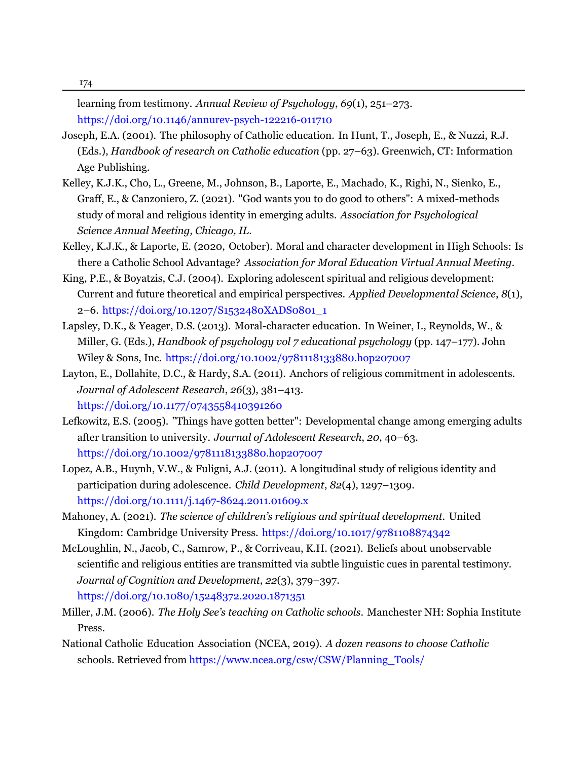learning from testimony. *Annual Review of Psychology*, *69*(1), 251–273. https://doi.org/10.1146/annurev-psych-122216-011710

Joseph, E.A. (2001). The philosophy of Catholic education. In Hunt, T., Joseph, E., & Nuzzi, R.J. (Eds.), *Handbook of research on Catholic education* (pp. 27–63). Greenwich, CT: Information Age Publishing.

Kelley, K.J.K., Cho, L., Greene, M., Johnson, B., Laporte, E., Machado, K., Righi, N., Sienko, E., Graff, E., & Canzoniero, Z. (2021). "God wants you to do good to others": A mixed-methods study of moral and religious identity in emerging adults. *Association for Psychological Science Annual Meeting, Chicago, IL.*

Kelley, K.J.K., & Laporte, E. (2020, October). Moral and character development in High Schools: Is there a Catholic School Advantage? *Association for Moral Education Virtual Annual Meeting*.

King, P.E., & Boyatzis, C.J. (2004). Exploring adolescent spiritual and religious development: Current and future theoretical and empirical perspectives. *Applied Developmental Science*, *8*(1), 2–6. https://doi.org/10.1207/S1532480XADS0801_1

Lapsley, D.K., & Yeager, D.S. (2013). Moral-character education. In Weiner, I., Reynolds, W., & Miller, G. (Eds.), *Handbook of psychology vol 7 educational psychology* (pp. 147–177). John Wiley & Sons, Inc. https://doi.org/10.1002/9781118133880.hop207007

Layton, E., Dollahite, D.C., & Hardy, S.A. (2011). Anchors of religious commitment in adolescents. *Journal of Adolescent Research*, *26*(3), 381–413. https://doi.org/10.1177/0743558410391260

Lefkowitz, E.S. (2005). "Things have gotten better": Developmental change among emerging adults after transition to university. *Journal of Adolescent Research*, *20*, 40–63. https://doi.org/10.1002/9781118133880.hop207007

Lopez, A.B., Huynh, V.W., & Fuligni, A.J. (2011). A longitudinal study of religious identity and participation during adolescence. *Child Development*, *82*(4), 1297–1309. https://doi.org/10.1111/j.1467-8624.2011.01609.x

Mahoney, A. (2021). *The science of children's religious and spiritual development.* United Kingdom: Cambridge University Press. https://doi.org/10.1017/9781108874342

McLoughlin, N., Jacob, C., Samrow, P., & Corriveau, K.H. (2021). Beliefs about unobservable scientific and religious entities are transmitted via subtle linguistic cues in parental testimony. *Journal of Cognition and Development*, *22*(3), 379–397. https://doi.org/10.1080/15248372.2020.1871351

Miller, J.M. (2006). *The Holy See's teaching on Catholic schools.* Manchester NH: Sophia Institute Press.

National Catholic Education Association (NCEA, 2019). *A dozen reasons to choose Catholic* schools. Retrieved from https://www.ncea.org/csw/CSW/Planning_Tools/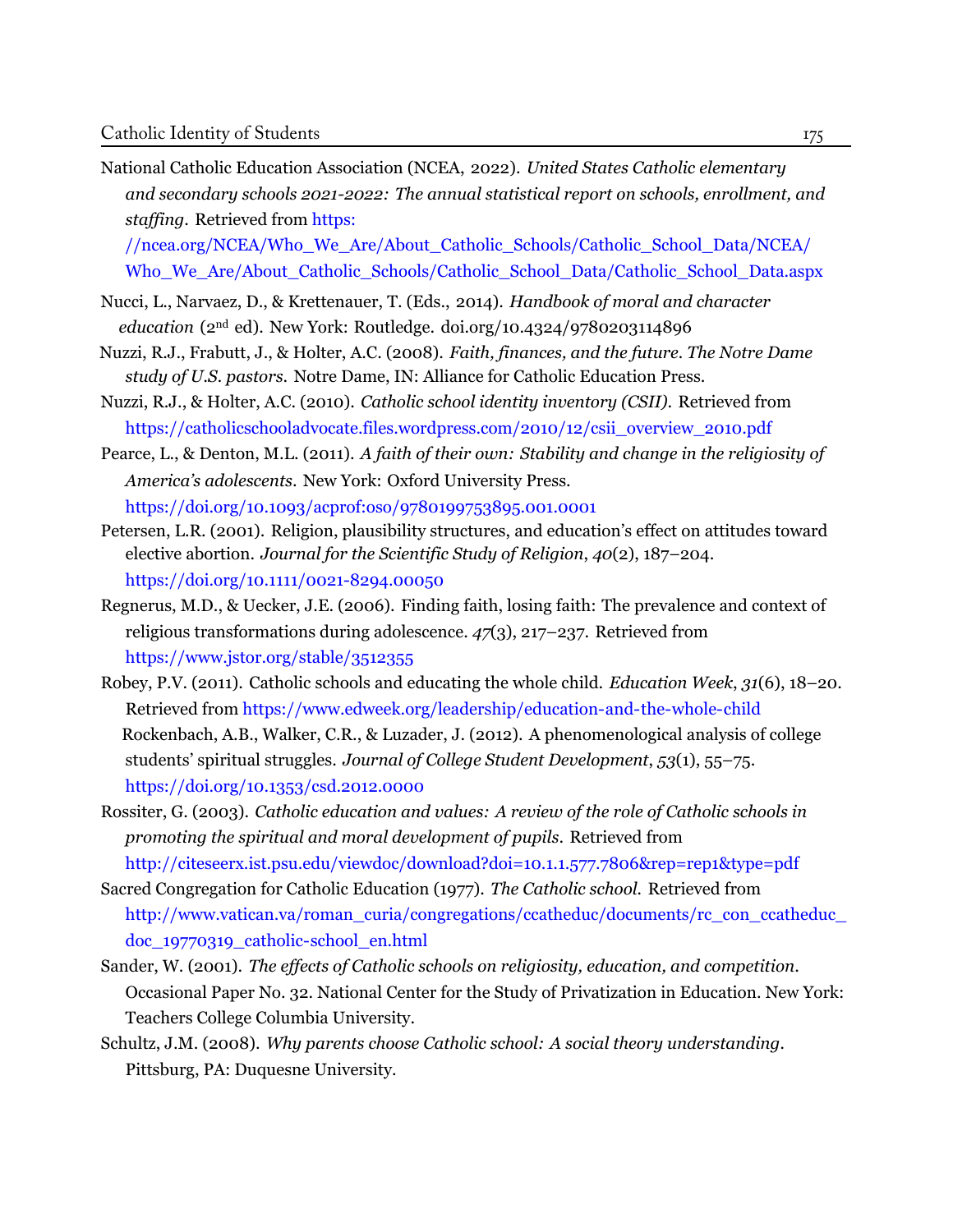National Catholic Education Association (NCEA, 2022). *United States Catholic elementary and secondary schools 2021-2022: The annual statistical report on schools, enrollment, and staffing*. Retrieved from https://ncea.org/NCEA/Who_We_Are/About_Catholic_Schools/Catholic_School_Data/NCEA/Who_We_Are/About_Catholic_Schools/Catholic_School_Data/Catholic_School_Data.aspx

Nucci, L., Narvaez, D., & Krettenauer, T. (Eds., 2014). *Handbook of moral and character education* (2nd ed). New York: Routledge. doi.org/10.4324/9780203114896

Nuzzi, R.J., Frabutt, J., & Holter, A.C. (2008). *Faith, finances, and the future. The Notre Dame study of U.S. pastors.* Notre Dame, IN: Alliance for Catholic Education Press.

Nuzzi, R.J., & Holter, A.C. (2010). *Catholic school identity inventory (CSII).* Retrieved from https://catholicschooladvocate.files.wordpress.com/2010/12/csii_overview_2010.pdf

Pearce, L., & Denton, M.L. (2011). *A faith of their own: Stability and change in the religiosity of America's adolescents*. New York: Oxford University Press. https://doi.org/10.1093/acprof:oso/9780199753895.001.0001

Petersen, L.R. (2001). Religion, plausibility structures, and education's effect on attitudes toward elective abortion. *Journal for the Scientific Study of Religion*, *40*(2), 187–204. https://doi.org/10.1111/0021-8294.00050

Regnerus, M.D., & Uecker, J.E. (2006). Finding faith, losing faith: The prevalence and context of religious transformations during adolescence. *47*(3), 217–237. Retrieved from https://www.jstor.org/stable/3512355

Robey, P.V. (2011). Catholic schools and educating the whole child. *Education Week*, *31*(6), 18–20. Retrieved from https://www.edweek.org/leadership/education-and-the-whole-child

Rockenbach, A.B., Walker, C.R., & Luzader, J. (2012). A phenomenological analysis of college students' spiritual struggles. *Journal of College Student Development*, *53*(1), 55–75. https://doi.org/10.1353/csd.2012.0000

Rossiter, G. (2003). *Catholic education and values: A review of the role of Catholic schools in promoting the spiritual and moral development of pupils*. Retrieved from http://citeseerx.ist.psu.edu/viewdoc/download?doi=10.1.1.577.7806&rep=rep1&type=pdf

Sacred Congregation for Catholic Education (1977). *The Catholic school.* Retrieved from http://www.vatican.va/roman_curia/congregations/ccatheduc/documents/rc_con_ccatheduc_doc_19770319_catholic-school_en.html

Sander, W. (2001). *The effects of Catholic schools on religiosity, education, and competition*. Occasional Paper No. 32. National Center for the Study of Privatization in Education. New York: Teachers College Columbia University.

Schultz, J.M. (2008). *Why parents choose Catholic school: A social theory understanding*. Pittsburg, PA: Duquesne University.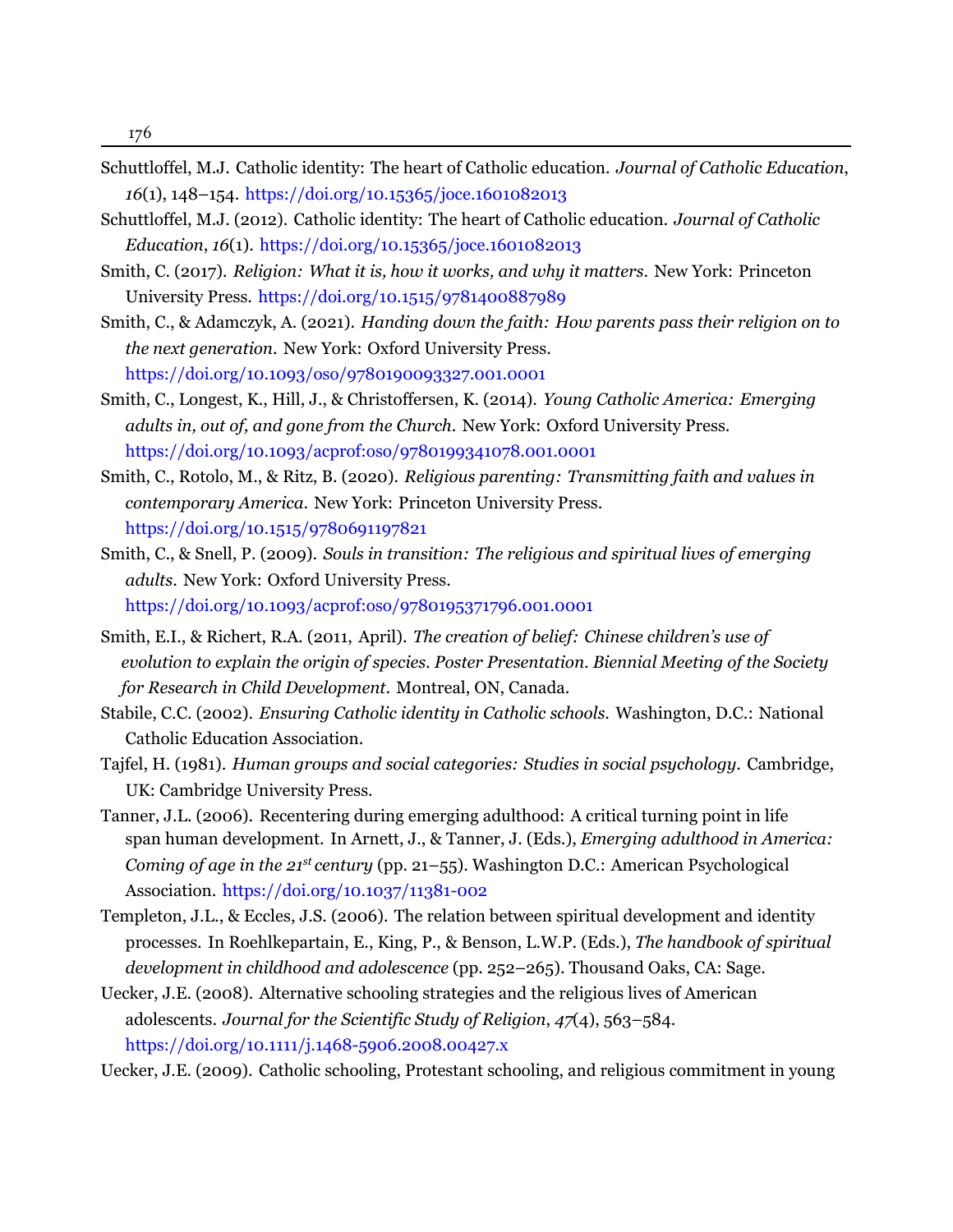Schuttloffel, M.J. Catholic identity: The heart of Catholic education. *Journal of Catholic Education*, *16*(1), 148–154. https://doi.org/10.15365/joce.1601082013

Schuttloffel, M.J. (2012). Catholic identity: The heart of Catholic education. *Journal of Catholic Education*, *16*(1). https://doi.org/10.15365/joce.1601082013

Smith, C. (2017). *Religion: What it is, how it works, and why it matters.* New York: Princeton University Press. https://doi.org/10.1515/9781400887989

Smith, C., & Adamczyk, A. (2021). *Handing down the faith: How parents pass their religion on to the next generation.* New York: Oxford University Press. https://doi.org/10.1093/oso/9780190093327.001.0001

Smith, C., Longest, K., Hill, J., & Christoffersen, K. (2014). *Young Catholic America: Emerging adults in, out of, and gone from the Church.* New York: Oxford University Press. https://doi.org/10.1093/acprof:oso/9780199341078.001.0001

Smith, C., Rotolo, M., & Ritz, B. (2020). *Religious parenting: Transmitting faith and values in contemporary America.* New York: Princeton University Press. https://doi.org/10.1515/9780691197821

Smith, C., & Snell, P. (2009). *Souls in transition: The religious and spiritual lives of emerging adults.* New York: Oxford University Press. https://doi.org/10.1093/acprof:oso/9780195371796.001.0001

Smith, E.I., & Richert, R.A. (2011, April). *The creation of belief: Chinese children's use of evolution to explain the origin of species. Poster Presentation. Biennial Meeting of the Society for Research in Child Development.* Montreal, ON, Canada.

Stabile, C.C. (2002). *Ensuring Catholic identity in Catholic schools.* Washington, D.C.: National Catholic Education Association.

Tajfel, H. (1981). *Human groups and social categories: Studies in social psychology.* Cambridge, UK: Cambridge University Press.

Tanner, J.L. (2006). Recentering during emerging adulthood: A critical turning point in life span human development. In Arnett, J., & Tanner, J. (Eds.), *Emerging adulthood in America: Coming of age in the 21st century* (pp. 21–55). Washington D.C.: American Psychological Association. https://doi.org/10.1037/11381-002

Templeton, J.L., & Eccles, J.S. (2006). The relation between spiritual development and identity processes. In Roehlkepartain, E., King, P., & Benson, L.W.P. (Eds.), *The handbook of spiritual development in childhood and adolescence* (pp. 252–265). Thousand Oaks, CA: Sage.

Uecker, J.E. (2008). Alternative schooling strategies and the religious lives of American adolescents. *Journal for the Scientific Study of Religion*, *47*(4), 563–584. https://doi.org/10.1111/j.1468-5906.2008.00427.x

Uecker, J.E. (2009). Catholic schooling, Protestant schooling, and religious commitment in young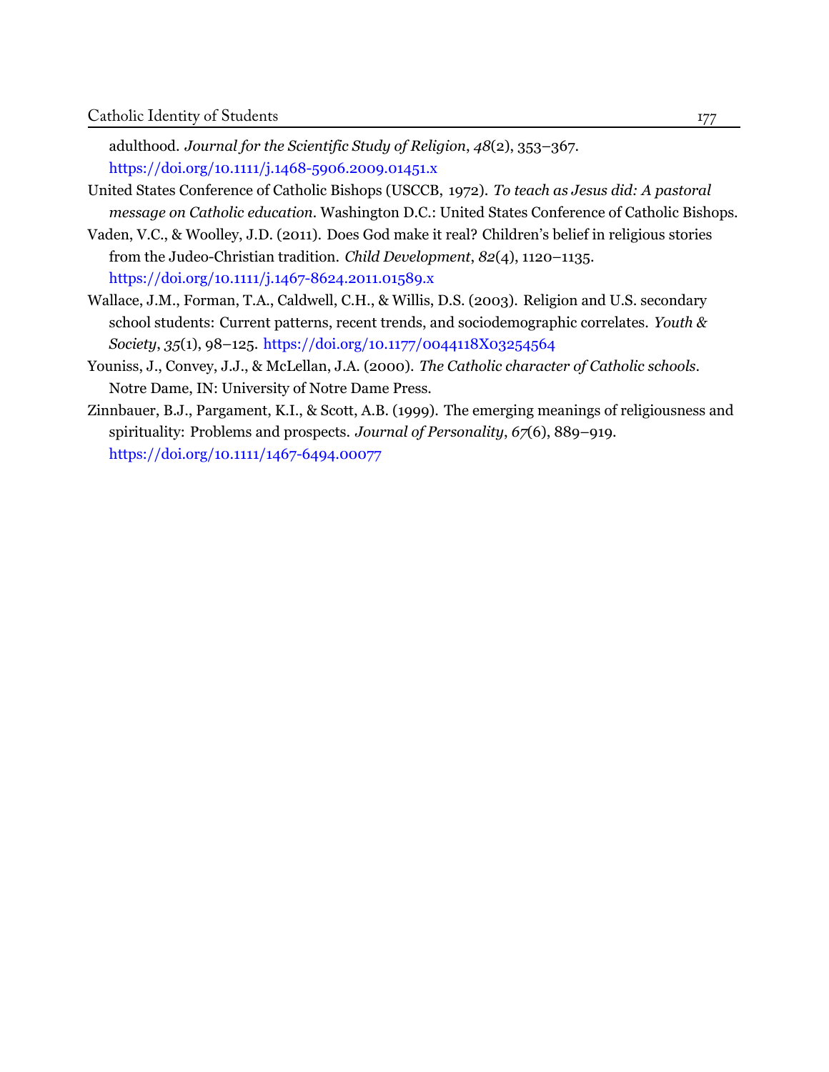adulthood. *Journal for the Scientific Study of Religion*, *48*(2), 353–367. https://doi.org/10.1111/j.1468-5906.2009.01451.x

United States Conference of Catholic Bishops (USCCB, 1972). *To teach as Jesus did: A pastoral message on Catholic education*. Washington D.C.: United States Conference of Catholic Bishops.

Vaden, V.C., & Woolley, J.D. (2011). Does God make it real? Children's belief in religious stories from the Judeo-Christian tradition. *Child Development*, *82*(4), 1120–1135. https://doi.org/10.1111/j.1467-8624.2011.01589.x

Wallace, J.M., Forman, T.A., Caldwell, C.H., & Willis, D.S. (2003). Religion and U.S. secondary school students: Current patterns, recent trends, and sociodemographic correlates. *Youth & Society*, *35*(1), 98–125. https://doi.org/10.1177/0044118X03254564

Youniss, J., Convey, J.J., & McLellan, J.A. (2000). *The Catholic character of Catholic schools*. Notre Dame, IN: University of Notre Dame Press.

Zinnbauer, B.J., Pargament, K.I., & Scott, A.B. (1999). The emerging meanings of religiousness and spirituality: Problems and prospects. *Journal of Personality*, *67*(6), 889–919. https://doi.org/10.1111/1467-6494.00077